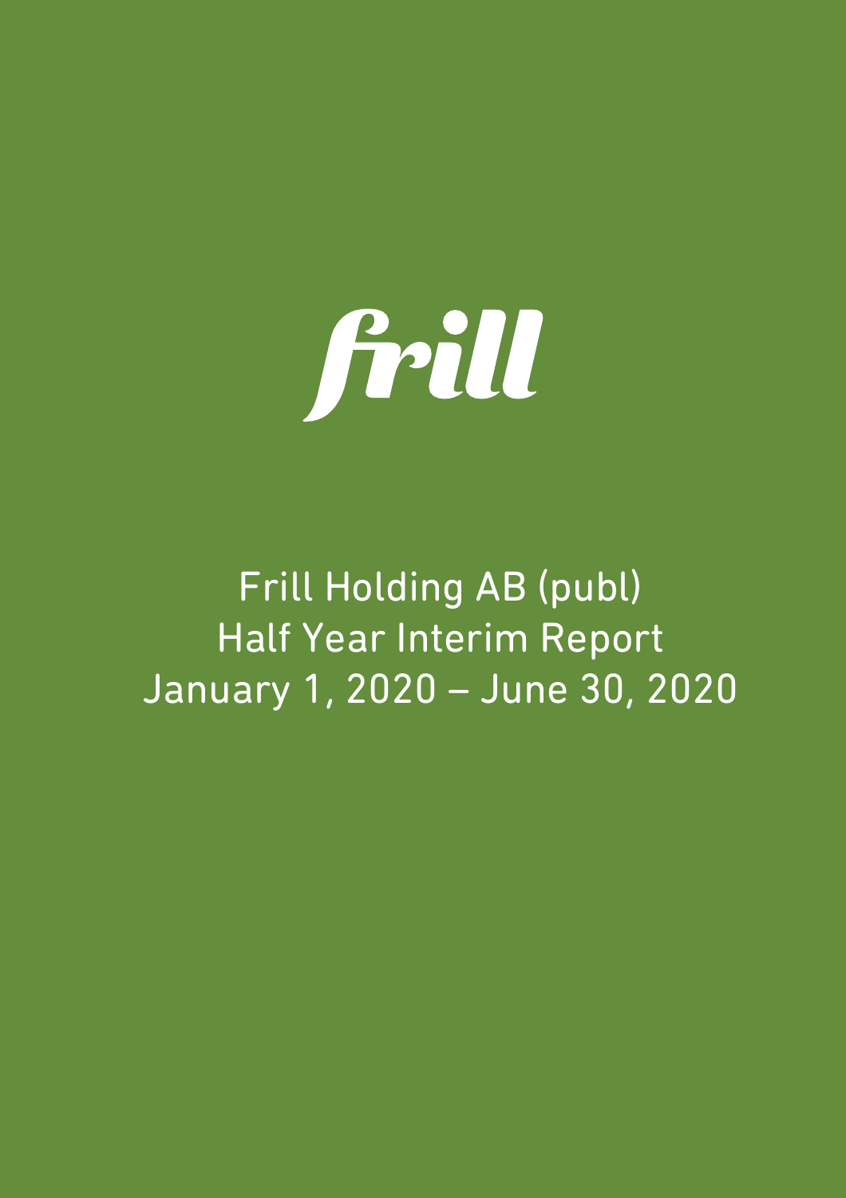# frill

Frill Holding AB (publ)
Half Year Interim Report
January 1, 2020 – June 30, 2020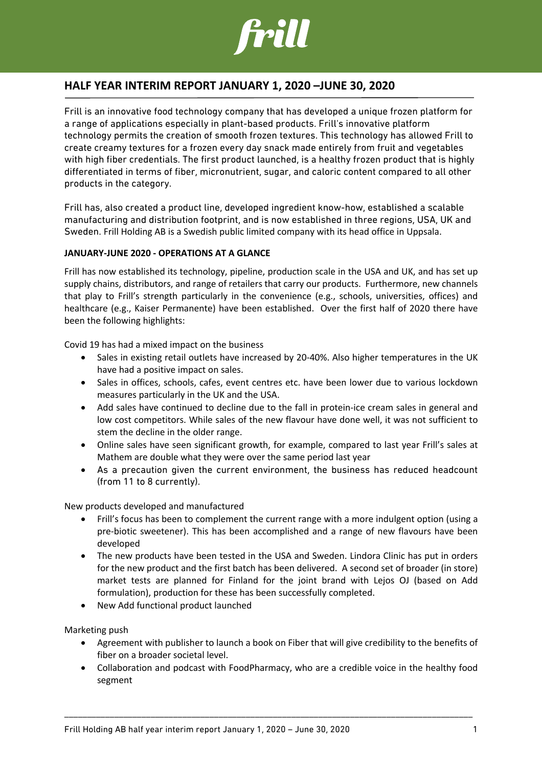# HALF YEAR INTERIM REPORT JANUARY 1, 2020 –JUNE 30, 2020

Frill is an innovative food technology company that has developed a unique frozen platform for a range of applications especially in plant-based products. Frill's innovative platform technology permits the creation of smooth frozen textures. This technology has allowed Frill to create creamy textures for a frozen every day snack made entirely from fruit and vegetables with high fiber credentials. The first product launched, is a healthy frozen product that is highly differentiated in terms of fiber, micronutrient, sugar, and caloric content compared to all other products in the category.

Frill has, also created a product line, developed ingredient know-how, established a scalable manufacturing and distribution footprint, and is now established in three regions, USA, UK and Sweden. Frill Holding AB is a Swedish public limited company with its head office in Uppsala.

**JANUARY-JUNE 2020 - OPERATIONS AT A GLANCE**

Frill has now established its technology, pipeline, production scale in the USA and UK, and has set up supply chains, distributors, and range of retailers that carry our products. Furthermore, new channels that play to Frill's strength particularly in the convenience (e.g., schools, universities, offices) and healthcare (e.g., Kaiser Permanente) have been established. Over the first half of 2020 there have been the following highlights:

Covid 19 has had a mixed impact on the business

- Sales in existing retail outlets have increased by 20-40%. Also higher temperatures in the UK have had a positive impact on sales.
- Sales in offices, schools, cafes, event centres etc. have been lower due to various lockdown measures particularly in the UK and the USA.
- Add sales have continued to decline due to the fall in protein-ice cream sales in general and low cost competitors. While sales of the new flavour have done well, it was not sufficient to stem the decline in the older range.
- Online sales have seen significant growth, for example, compared to last year Frill's sales at Mathem are double what they were over the same period last year
- As a precaution given the current environment, the business has reduced headcount (from 11 to 8 currently).

New products developed and manufactured

- Frill's focus has been to complement the current range with a more indulgent option (using a pre-biotic sweetener). This has been accomplished and a range of new flavours have been developed
- The new products have been tested in the USA and Sweden. Lindora Clinic has put in orders for the new product and the first batch has been delivered. A second set of broader (in store) market tests are planned for Finland for the joint brand with Lejos OJ (based on Add formulation), production for these has been successfully completed.
- New Add functional product launched

Marketing push

- Agreement with publisher to launch a book on Fiber that will give credibility to the benefits of fiber on a broader societal level.
- Collaboration and podcast with FoodPharmacy, who are a credible voice in the healthy food segment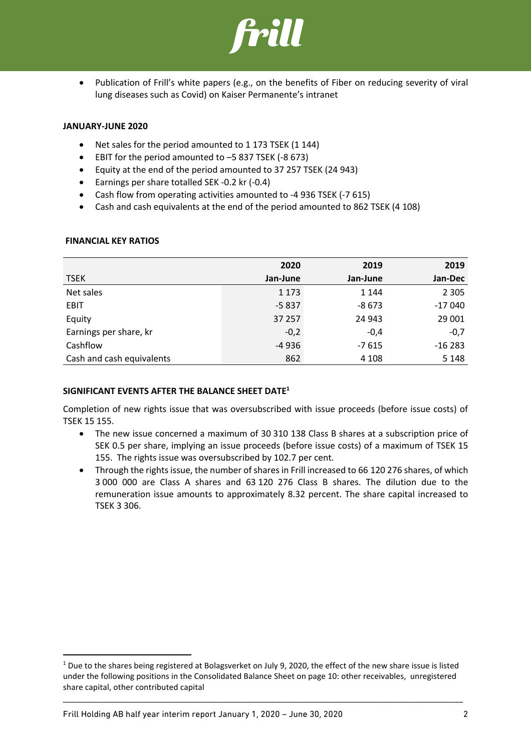- Publication of Frill's white papers (e.g., on the benefits of Fiber on reducing severity of viral lung diseases such as Covid) on Kaiser Permanente's intranet

**JANUARY-JUNE 2020**

- Net sales for the period amounted to 1 173 TSEK (1 144)
- EBIT for the period amounted to –5 837 TSEK (-8 673)
- Equity at the end of the period amounted to 37 257 TSEK (24 943)
- Earnings per share totalled SEK -0.2 kr (-0.4)
- Cash flow from operating activities amounted to -4 936 TSEK (-7 615)
- Cash and cash equivalents at the end of the period amounted to 862 TSEK (4 108)

**FINANCIAL KEY RATIOS**

| TSEK | 2020 Jan-June | 2019 Jan-June | 2019 Jan-Dec |
|---|---|---|---|
| Net sales | 1 173 | 1 144 | 2 305 |
| EBIT | -5 837 | -8 673 | -17 040 |
| Equity | 37 257 | 24 943 | 29 001 |
| Earnings per share, kr | -0,2 | -0,4 | -0,7 |
| Cashflow | -4 936 | -7 615 | -16 283 |
| Cash and cash equivalents | 862 | 4 108 | 5 148 |

**SIGNIFICANT EVENTS AFTER THE BALANCE SHEET DATE[1]**

Completion of new rights issue that was oversubscribed with issue proceeds (before issue costs) of TSEK 15 155.

- The new issue concerned a maximum of 30 310 138 Class B shares at a subscription price of SEK 0.5 per share, implying an issue proceeds (before issue costs) of a maximum of TSEK 15 155. The rights issue was oversubscribed by 102.7 per cent.
- Through the rights issue, the number of shares in Frill increased to 66 120 276 shares, of which 3 000 000 are Class A shares and 63 120 276 Class B shares. The dilution due to the remuneration issue amounts to approximately 8.32 percent. The share capital increased to TSEK 3 306.

[1] Due to the shares being registered at Bolagsverket on July 9, 2020, the effect of the new share issue is listed under the following positions in the Consolidated Balance Sheet on page 10: other receivables, unregistered share capital, other contributed capital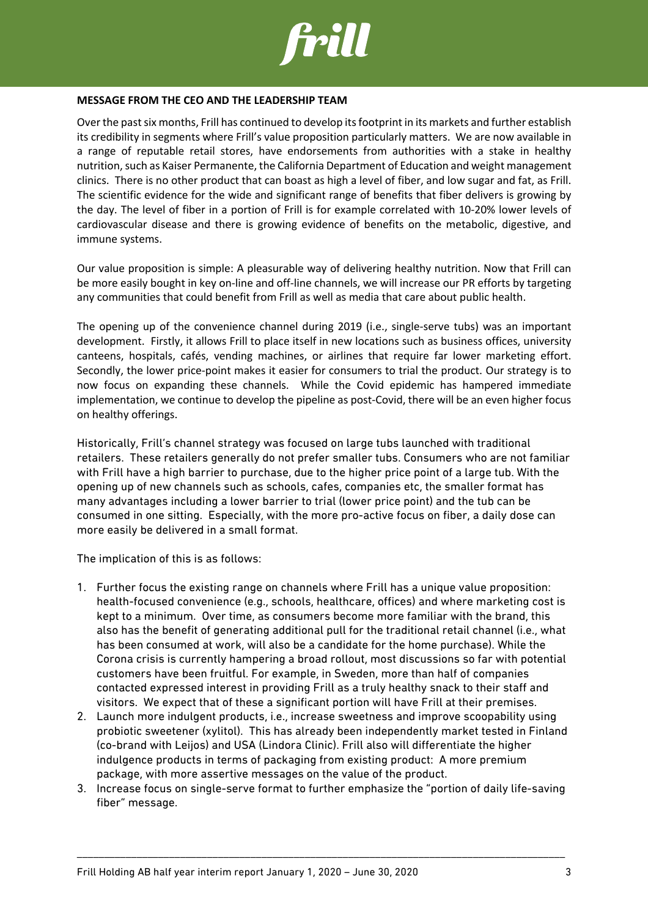**MESSAGE FROM THE CEO AND THE LEADERSHIP TEAM**

Over the past six months, Frill has continued to develop its footprint in its markets and further establish its credibility in segments where Frill's value proposition particularly matters. We are now available in a range of reputable retail stores, have endorsements from authorities with a stake in healthy nutrition, such as Kaiser Permanente, the California Department of Education and weight management clinics. There is no other product that can boast as high a level of fiber, and low sugar and fat, as Frill. The scientific evidence for the wide and significant range of benefits that fiber delivers is growing by the day. The level of fiber in a portion of Frill is for example correlated with 10-20% lower levels of cardiovascular disease and there is growing evidence of benefits on the metabolic, digestive, and immune systems.

Our value proposition is simple: A pleasurable way of delivering healthy nutrition. Now that Frill can be more easily bought in key on-line and off-line channels, we will increase our PR efforts by targeting any communities that could benefit from Frill as well as media that care about public health.

The opening up of the convenience channel during 2019 (i.e., single-serve tubs) was an important development. Firstly, it allows Frill to place itself in new locations such as business offices, university canteens, hospitals, cafés, vending machines, or airlines that require far lower marketing effort. Secondly, the lower price-point makes it easier for consumers to trial the product. Our strategy is to now focus on expanding these channels. While the Covid epidemic has hampered immediate implementation, we continue to develop the pipeline as post-Covid, there will be an even higher focus on healthy offerings.

Historically, Frill's channel strategy was focused on large tubs launched with traditional retailers. These retailers generally do not prefer smaller tubs. Consumers who are not familiar with Frill have a high barrier to purchase, due to the higher price point of a large tub. With the opening up of new channels such as schools, cafes, companies etc, the smaller format has many advantages including a lower barrier to trial (lower price point) and the tub can be consumed in one sitting. Especially, with the more pro-active focus on fiber, a daily dose can more easily be delivered in a small format.

The implication of this is as follows:

1. Further focus the existing range on channels where Frill has a unique value proposition: health-focused convenience (e.g., schools, healthcare, offices) and where marketing cost is kept to a minimum. Over time, as consumers become more familiar with the brand, this also has the benefit of generating additional pull for the traditional retail channel (i.e., what has been consumed at work, will also be a candidate for the home purchase). While the Corona crisis is currently hampering a broad rollout, most discussions so far with potential customers have been fruitful. For example, in Sweden, more than half of companies contacted expressed interest in providing Frill as a truly healthy snack to their staff and visitors. We expect that of these a significant portion will have Frill at their premises.
2. Launch more indulgent products, i.e., increase sweetness and improve scoopability using probiotic sweetener (xylitol). This has already been independently market tested in Finland (co-brand with Leijos) and USA (Lindora Clinic). Frill also will differentiate the higher indulgence products in terms of packaging from existing product: A more premium package, with more assertive messages on the value of the product.
3. Increase focus on single-serve format to further emphasize the "portion of daily life-saving fiber" message.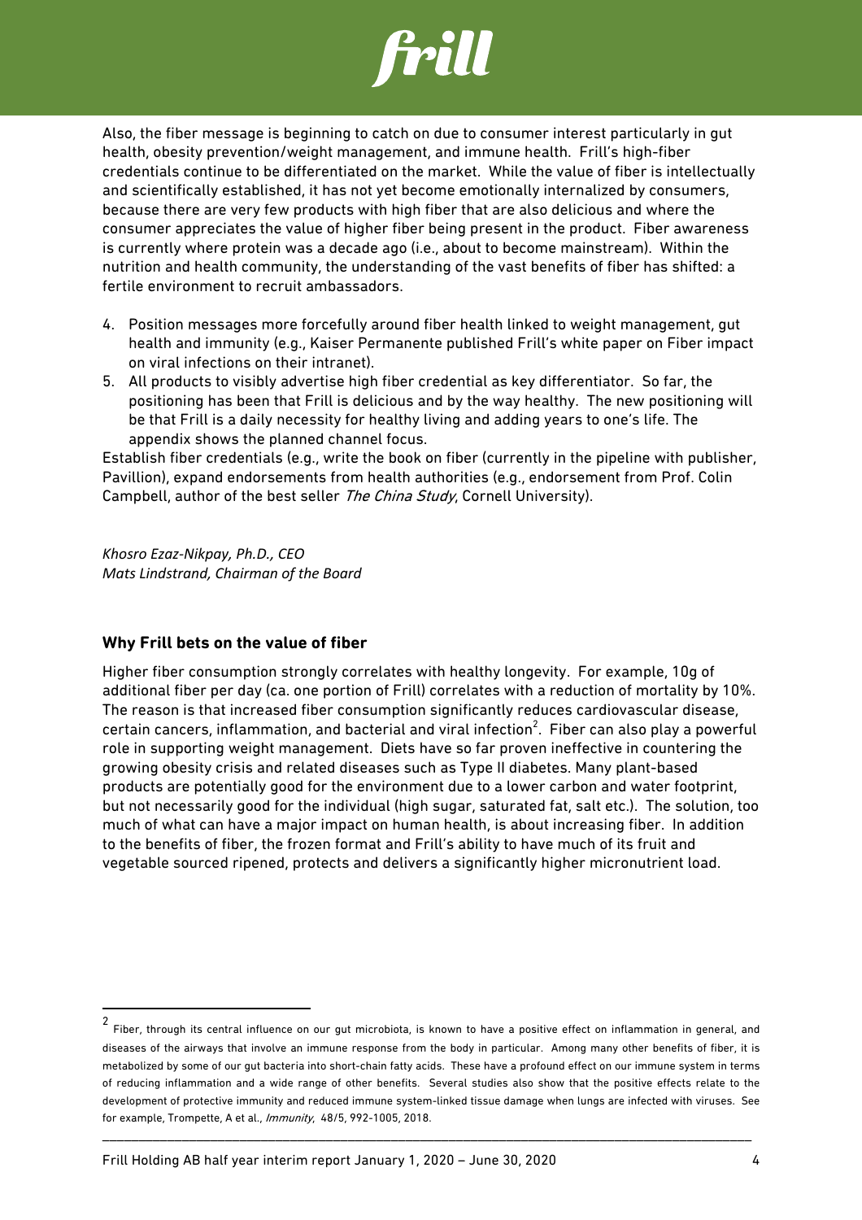Also, the fiber message is beginning to catch on due to consumer interest particularly in gut health, obesity prevention/weight management, and immune health. Frill's high-fiber credentials continue to be differentiated on the market. While the value of fiber is intellectually and scientifically established, it has not yet become emotionally internalized by consumers, because there are very few products with high fiber that are also delicious and where the consumer appreciates the value of higher fiber being present in the product. Fiber awareness is currently where protein was a decade ago (i.e., about to become mainstream). Within the nutrition and health community, the understanding of the vast benefits of fiber has shifted: a fertile environment to recruit ambassadors.

4. Position messages more forcefully around fiber health linked to weight management, gut health and immunity (e.g., Kaiser Permanente published Frill's white paper on Fiber impact on viral infections on their intranet).
5. All products to visibly advertise high fiber credential as key differentiator. So far, the positioning has been that Frill is delicious and by the way healthy. The new positioning will be that Frill is a daily necessity for healthy living and adding years to one's life. The appendix shows the planned channel focus.

Establish fiber credentials (e.g., write the book on fiber (currently in the pipeline with publisher, Pavillion), expand endorsements from health authorities (e.g., endorsement from Prof. Colin Campbell, author of the best seller *The China Study*, Cornell University).

*Khosro Ezaz-Nikpay, Ph.D., CEO*
*Mats Lindstrand, Chairman of the Board*

### Why Frill bets on the value of fiber

Higher fiber consumption strongly correlates with healthy longevity. For example, 10g of additional fiber per day (ca. one portion of Frill) correlates with a reduction of mortality by 10%. The reason is that increased fiber consumption significantly reduces cardiovascular disease, certain cancers, inflammation, and bacterial and viral infection[2]. Fiber can also play a powerful role in supporting weight management. Diets have so far proven ineffective in countering the growing obesity crisis and related diseases such as Type II diabetes. Many plant-based products are potentially good for the environment due to a lower carbon and water footprint, but not necessarily good for the individual (high sugar, saturated fat, salt etc.). The solution, too much of what can have a major impact on human health, is about increasing fiber. In addition to the benefits of fiber, the frozen format and Frill's ability to have much of its fruit and vegetable sourced ripened, protects and delivers a significantly higher micronutrient load.

[2] Fiber, through its central influence on our gut microbiota, is known to have a positive effect on inflammation in general, and diseases of the airways that involve an immune response from the body in particular. Among many other benefits of fiber, it is metabolized by some of our gut bacteria into short-chain fatty acids. These have a profound effect on our immune system in terms of reducing inflammation and a wide range of other benefits. Several studies also show that the positive effects relate to the development of protective immunity and reduced immune system-linked tissue damage when lungs are infected with viruses. See for example, Trompette, A et al., *Immunity*, 48/5, 992-1005, 2018.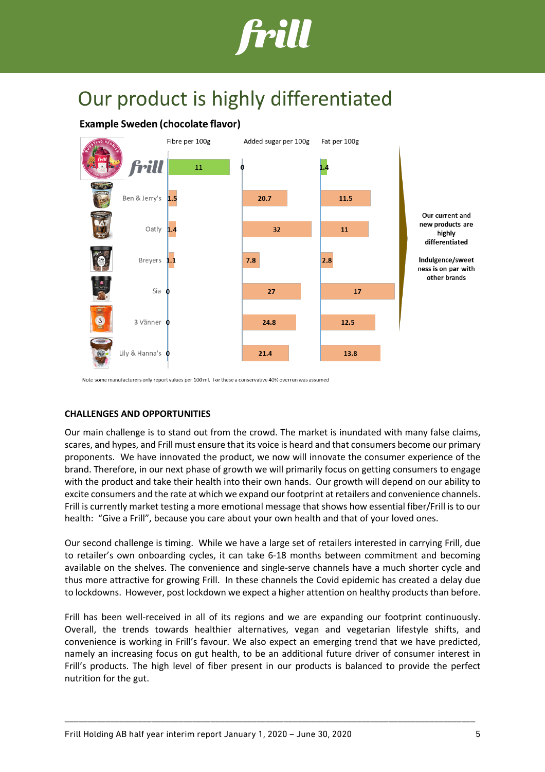# Our product is highly differentiated

### Example Sweden (chocolate flavor)

| Brand | Fibre per 100g | Added sugar per 100g | Fat per 100g |
|---|---|---|---|
| Frill | 11 | 0 | 1.4 |
| Ben & Jerry's | 1.5 | 20.7 | 11.5 |
| Oatly | 1.4 | 32 | 11 |
| Breyers | 1.1 | 7.8 | 2.8 |
| Sia | 0 | 27 | 17 |
| 3 Vänner | 0 | 24.8 | 12.5 |
| Lily & Hanna's | 0 | 21.4 | 13.8 |

**Our current and new products are highly differentiated**

**Indulgence/sweetness is on par with other brands**

Note some manufacturers only report values per 100ml. For these a conservative 40% overrun was assumed

**CHALLENGES AND OPPORTUNITIES**

Our main challenge is to stand out from the crowd. The market is inundated with many false claims, scares, and hypes, and Frill must ensure that its voice is heard and that consumers become our primary proponents. We have innovated the product, we now will innovate the consumer experience of the brand. Therefore, in our next phase of growth we will primarily focus on getting consumers to engage with the product and take their health into their own hands. Our growth will depend on our ability to excite consumers and the rate at which we expand our footprint at retailers and convenience channels. Frill is currently market testing a more emotional message that shows how essential fiber/Frill is to our health: "Give a Frill", because you care about your own health and that of your loved ones.

Our second challenge is timing. While we have a large set of retailers interested in carrying Frill, due to retailer's own onboarding cycles, it can take 6-18 months between commitment and becoming available on the shelves. The convenience and single-serve channels have a much shorter cycle and thus more attractive for growing Frill. In these channels the Covid epidemic has created a delay due to lockdowns. However, post lockdown we expect a higher attention on healthy products than before.

Frill has been well-received in all of its regions and we are expanding our footprint continuously. Overall, the trends towards healthier alternatives, vegan and vegetarian lifestyle shifts, and convenience is working in Frill's favour. We also expect an emerging trend that we have predicted, namely an increasing focus on gut health, to be an additional future driver of consumer interest in Frill's products. The high level of fiber present in our products is balanced to provide the perfect nutrition for the gut.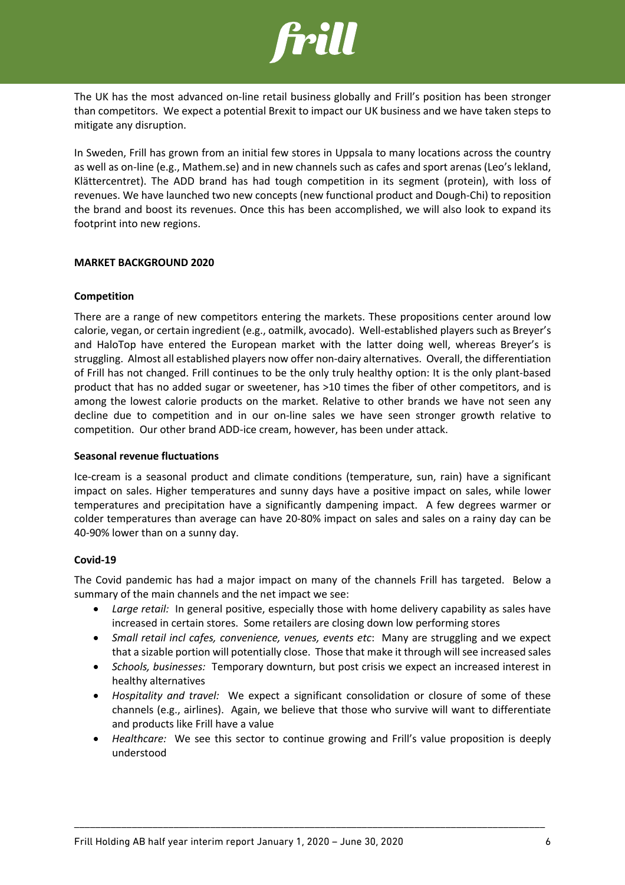The UK has the most advanced on-line retail business globally and Frill's position has been stronger than competitors. We expect a potential Brexit to impact our UK business and we have taken steps to mitigate any disruption.

In Sweden, Frill has grown from an initial few stores in Uppsala to many locations across the country as well as on-line (e.g., Mathem.se) and in new channels such as cafes and sport arenas (Leo's lekland, Klättercentret). The ADD brand has had tough competition in its segment (protein), with loss of revenues. We have launched two new concepts (new functional product and Dough-Chi) to reposition the brand and boost its revenues. Once this has been accomplished, we will also look to expand its footprint into new regions.

## MARKET BACKGROUND 2020

### Competition

There are a range of new competitors entering the markets. These propositions center around low calorie, vegan, or certain ingredient (e.g., oatmilk, avocado). Well-established players such as Breyer's and HaloTop have entered the European market with the latter doing well, whereas Breyer's is struggling. Almost all established players now offer non-dairy alternatives. Overall, the differentiation of Frill has not changed. Frill continues to be the only truly healthy option: It is the only plant-based product that has no added sugar or sweetener, has >10 times the fiber of other competitors, and is among the lowest calorie products on the market. Relative to other brands we have not seen any decline due to competition and in our on-line sales we have seen stronger growth relative to competition. Our other brand ADD-ice cream, however, has been under attack.

### Seasonal revenue fluctuations

Ice-cream is a seasonal product and climate conditions (temperature, sun, rain) have a significant impact on sales. Higher temperatures and sunny days have a positive impact on sales, while lower temperatures and precipitation have a significantly dampening impact. A few degrees warmer or colder temperatures than average can have 20-80% impact on sales and sales on a rainy day can be 40-90% lower than on a sunny day.

### Covid-19

The Covid pandemic has had a major impact on many of the channels Frill has targeted. Below a summary of the main channels and the net impact we see:

- *Large retail:* In general positive, especially those with home delivery capability as sales have increased in certain stores. Some retailers are closing down low performing stores
- *Small retail incl cafes, convenience, venues, events etc*: Many are struggling and we expect that a sizable portion will potentially close. Those that make it through will see increased sales
- *Schools, businesses:* Temporary downturn, but post crisis we expect an increased interest in healthy alternatives
- *Hospitality and travel:* We expect a significant consolidation or closure of some of these channels (e.g., airlines). Again, we believe that those who survive will want to differentiate and products like Frill have a value
- *Healthcare:* We see this sector to continue growing and Frill's value proposition is deeply understood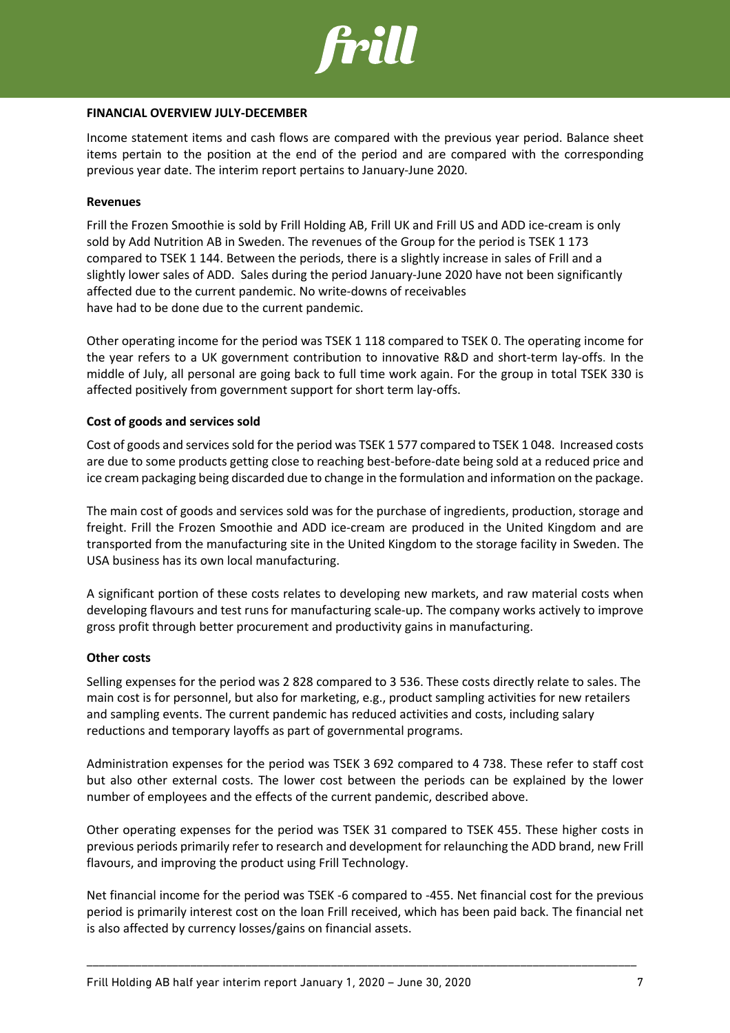## FINANCIAL OVERVIEW JULY-DECEMBER

Income statement items and cash flows are compared with the previous year period. Balance sheet items pertain to the position at the end of the period and are compared with the corresponding previous year date. The interim report pertains to January-June 2020.

### Revenues

Frill the Frozen Smoothie is sold by Frill Holding AB, Frill UK and Frill US and ADD ice-cream is only sold by Add Nutrition AB in Sweden. The revenues of the Group for the period is TSEK 1 173 compared to TSEK 1 144. Between the periods, there is a slightly increase in sales of Frill and a slightly lower sales of ADD. Sales during the period January-June 2020 have not been significantly affected due to the current pandemic. No write-downs of receivables have had to be done due to the current pandemic.

Other operating income for the period was TSEK 1 118 compared to TSEK 0. The operating income for the year refers to a UK government contribution to innovative R&D and short-term lay-offs. In the middle of July, all personal are going back to full time work again. For the group in total TSEK 330 is affected positively from government support for short term lay-offs.

### Cost of goods and services sold

Cost of goods and services sold for the period was TSEK 1 577 compared to TSEK 1 048. Increased costs are due to some products getting close to reaching best-before-date being sold at a reduced price and ice cream packaging being discarded due to change in the formulation and information on the package.

The main cost of goods and services sold was for the purchase of ingredients, production, storage and freight. Frill the Frozen Smoothie and ADD ice-cream are produced in the United Kingdom and are transported from the manufacturing site in the United Kingdom to the storage facility in Sweden. The USA business has its own local manufacturing.

A significant portion of these costs relates to developing new markets, and raw material costs when developing flavours and test runs for manufacturing scale-up. The company works actively to improve gross profit through better procurement and productivity gains in manufacturing.

### Other costs

Selling expenses for the period was 2 828 compared to 3 536. These costs directly relate to sales. The main cost is for personnel, but also for marketing, e.g., product sampling activities for new retailers and sampling events. The current pandemic has reduced activities and costs, including salary reductions and temporary layoffs as part of governmental programs.

Administration expenses for the period was TSEK 3 692 compared to 4 738. These refer to staff cost but also other external costs. The lower cost between the periods can be explained by the lower number of employees and the effects of the current pandemic, described above.

Other operating expenses for the period was TSEK 31 compared to TSEK 455. These higher costs in previous periods primarily refer to research and development for relaunching the ADD brand, new Frill flavours, and improving the product using Frill Technology.

Net financial income for the period was TSEK -6 compared to -455. Net financial cost for the previous period is primarily interest cost on the loan Frill received, which has been paid back. The financial net is also affected by currency losses/gains on financial assets.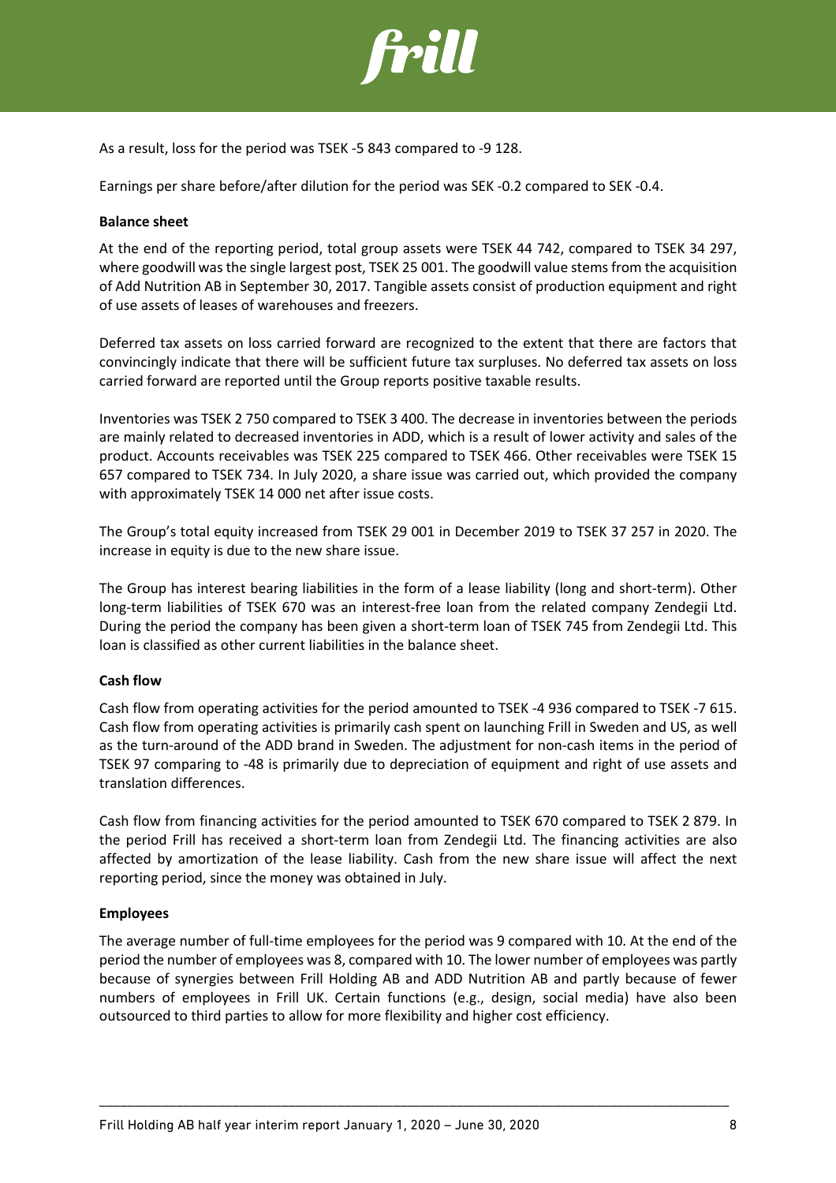As a result, loss for the period was TSEK -5 843 compared to -9 128.

Earnings per share before/after dilution for the period was SEK -0.2 compared to SEK -0.4.

**Balance sheet**

At the end of the reporting period, total group assets were TSEK 44 742, compared to TSEK 34 297, where goodwill was the single largest post, TSEK 25 001. The goodwill value stems from the acquisition of Add Nutrition AB in September 30, 2017. Tangible assets consist of production equipment and right of use assets of leases of warehouses and freezers.

Deferred tax assets on loss carried forward are recognized to the extent that there are factors that convincingly indicate that there will be sufficient future tax surpluses. No deferred tax assets on loss carried forward are reported until the Group reports positive taxable results.

Inventories was TSEK 2 750 compared to TSEK 3 400. The decrease in inventories between the periods are mainly related to decreased inventories in ADD, which is a result of lower activity and sales of the product. Accounts receivables was TSEK 225 compared to TSEK 466. Other receivables were TSEK 15 657 compared to TSEK 734. In July 2020, a share issue was carried out, which provided the company with approximately TSEK 14 000 net after issue costs.

The Group's total equity increased from TSEK 29 001 in December 2019 to TSEK 37 257 in 2020. The increase in equity is due to the new share issue.

The Group has interest bearing liabilities in the form of a lease liability (long and short-term). Other long-term liabilities of TSEK 670 was an interest-free loan from the related company Zendegii Ltd. During the period the company has been given a short-term loan of TSEK 745 from Zendegii Ltd. This loan is classified as other current liabilities in the balance sheet.

**Cash flow**

Cash flow from operating activities for the period amounted to TSEK -4 936 compared to TSEK -7 615. Cash flow from operating activities is primarily cash spent on launching Frill in Sweden and US, as well as the turn-around of the ADD brand in Sweden. The adjustment for non-cash items in the period of TSEK 97 comparing to -48 is primarily due to depreciation of equipment and right of use assets and translation differences.

Cash flow from financing activities for the period amounted to TSEK 670 compared to TSEK 2 879. In the period Frill has received a short-term loan from Zendegii Ltd. The financing activities are also affected by amortization of the lease liability. Cash from the new share issue will affect the next reporting period, since the money was obtained in July.

**Employees**

The average number of full-time employees for the period was 9 compared with 10. At the end of the period the number of employees was 8, compared with 10. The lower number of employees was partly because of synergies between Frill Holding AB and ADD Nutrition AB and partly because of fewer numbers of employees in Frill UK. Certain functions (e.g., design, social media) have also been outsourced to third parties to allow for more flexibility and higher cost efficiency.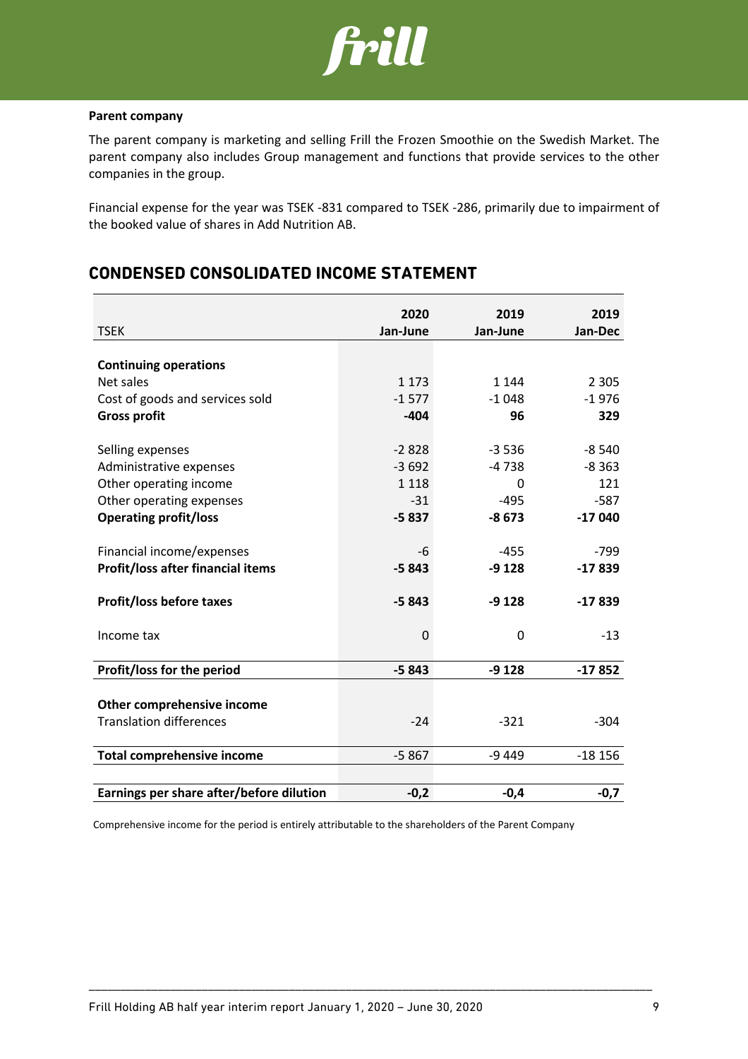**Parent company**

The parent company is marketing and selling Frill the Frozen Smoothie on the Swedish Market. The parent company also includes Group management and functions that provide services to the other companies in the group.

Financial expense for the year was TSEK -831 compared to TSEK -286, primarily due to impairment of the booked value of shares in Add Nutrition AB.

## CONDENSED CONSOLIDATED INCOME STATEMENT

| TSEK | 2020 Jan-June | 2019 Jan-June | 2019 Jan-Dec |
|---|---|---|---|
| **Continuing operations** | | | |
| Net sales | 1 173 | 1 144 | 2 305 |
| Cost of goods and services sold | -1 577 | -1 048 | -1 976 |
| **Gross profit** | **-404** | **96** | **329** |
| | | | |
| Selling expenses | -2 828 | -3 536 | -8 540 |
| Administrative expenses | -3 692 | -4 738 | -8 363 |
| Other operating income | 1 118 | 0 | 121 |
| Other operating expenses | -31 | -495 | -587 |
| **Operating profit/loss** | **-5 837** | **-8 673** | **-17 040** |
| | | | |
| Financial income/expenses | -6 | -455 | -799 |
| **Profit/loss after financial items** | **-5 843** | **-9 128** | **-17 839** |
| | | | |
| **Profit/loss before taxes** | **-5 843** | **-9 128** | **-17 839** |
| | | | |
| Income tax | 0 | 0 | -13 |
| **Profit/loss for the period** | **-5 843** | **-9 128** | **-17 852** |
| | | | |
| **Other comprehensive income** | | | |
| Translation differences | -24 | -321 | -304 |
| **Total comprehensive income** | -5 867 | -9 449 | -18 156 |
| | | | |
| **Earnings per share after/before dilution** | **-0,2** | **-0,4** | **-0,7** |

Comprehensive income for the period is entirely attributable to the shareholders of the Parent Company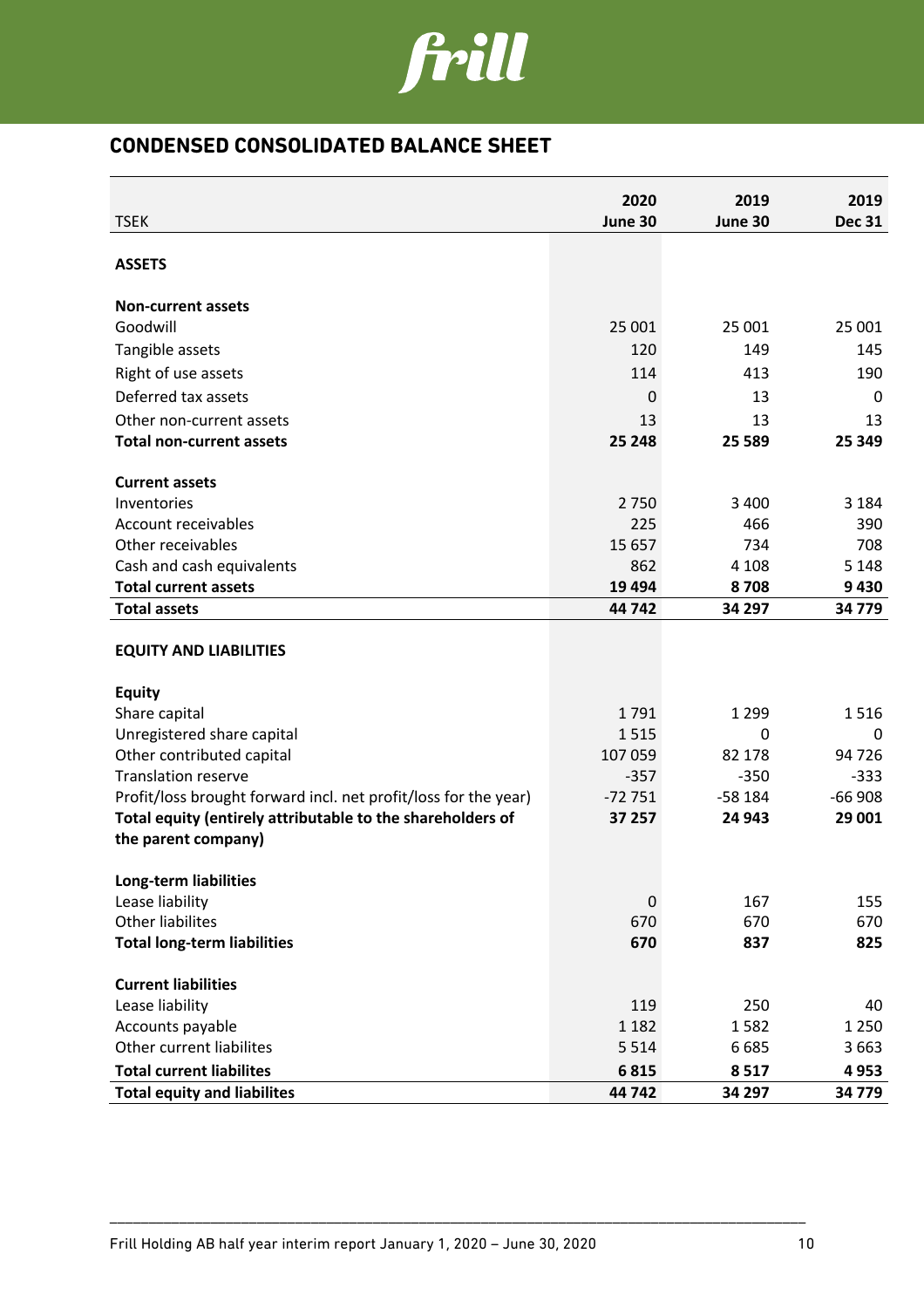## CONDENSED CONSOLIDATED BALANCE SHEET

| TSEK | 2020 June 30 | 2019 June 30 | 2019 Dec 31 |
|---|---|---|---|
| **ASSETS** | | | |
| **Non-current assets** | | | |
| Goodwill | 25 001 | 25 001 | 25 001 |
| Tangible assets | 120 | 149 | 145 |
| Right of use assets | 114 | 413 | 190 |
| Deferred tax assets | 0 | 13 | 0 |
| Other non-current assets | 13 | 13 | 13 |
| **Total non-current assets** | **25 248** | **25 589** | **25 349** |
| **Current assets** | | | |
| Inventories | 2 750 | 3 400 | 3 184 |
| Account receivables | 225 | 466 | 390 |
| Other receivables | 15 657 | 734 | 708 |
| Cash and cash equivalents | 862 | 4 108 | 5 148 |
| **Total current assets** | **19 494** | **8 708** | **9 430** |
| **Total assets** | **44 742** | **34 297** | **34 779** |
| **EQUITY AND LIABILITIES** | | | |
| **Equity** | | | |
| Share capital | 1 791 | 1 299 | 1 516 |
| Unregistered share capital | 1 515 | 0 | 0 |
| Other contributed capital | 107 059 | 82 178 | 94 726 |
| Translation reserve | -357 | -350 | -333 |
| Profit/loss brought forward incl. net profit/loss for the year) | -72 751 | -58 184 | -66 908 |
| **Total equity (entirely attributable to the shareholders of the parent company)** | **37 257** | **24 943** | **29 001** |
| **Long-term liabilities** | | | |
| Lease liability | 0 | 167 | 155 |
| Other liabilites | 670 | 670 | 670 |
| **Total long-term liabilities** | **670** | **837** | **825** |
| **Current liabilities** | | | |
| Lease liability | 119 | 250 | 40 |
| Accounts payable | 1 182 | 1 582 | 1 250 |
| Other current liabilites | 5 514 | 6 685 | 3 663 |
| **Total current liabilites** | **6 815** | **8 517** | **4 953** |
| **Total equity and liabilites** | **44 742** | **34 297** | **34 779** |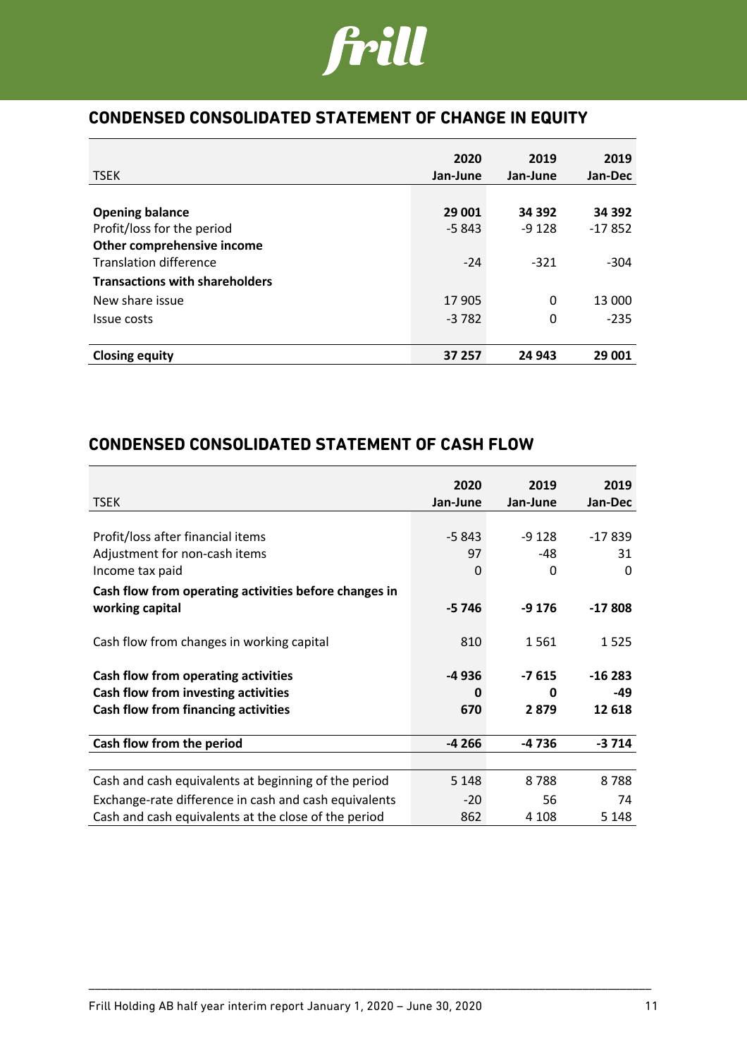## CONDENSED CONSOLIDATED STATEMENT OF CHANGE IN EQUITY

| TSEK | 2020 Jan-June | 2019 Jan-June | 2019 Jan-Dec |
|---|---|---|---|
| **Opening balance** | **29 001** | **34 392** | **34 392** |
| Profit/loss for the period | -5 843 | -9 128 | -17 852 |
| **Other comprehensive income** | | | |
| Translation difference | -24 | -321 | -304 |
| **Transactions with shareholders** | | | |
| New share issue | 17 905 | 0 | 13 000 |
| Issue costs | -3 782 | 0 | -235 |
| **Closing equity** | **37 257** | **24 943** | **29 001** |

## CONDENSED CONSOLIDATED STATEMENT OF CASH FLOW

| TSEK | 2020 Jan-June | 2019 Jan-June | 2019 Jan-Dec |
|---|---|---|---|
| Profit/loss after financial items | -5 843 | -9 128 | -17 839 |
| Adjustment for non-cash items | 97 | -48 | 31 |
| Income tax paid | 0 | 0 | 0 |
| **Cash flow from operating activities before changes in working capital** | **-5 746** | **-9 176** | **-17 808** |
| Cash flow from changes in working capital | 810 | 1 561 | 1 525 |
| **Cash flow from operating activities** | **-4 936** | **-7 615** | **-16 283** |
| **Cash flow from investing activities** | **0** | **0** | **-49** |
| **Cash flow from financing activities** | **670** | **2 879** | **12 618** |
| **Cash flow from the period** | **-4 266** | **-4 736** | **-3 714** |
| Cash and cash equivalents at beginning of the period | 5 148 | 8 788 | 8 788 |
| Exchange-rate difference in cash and cash equivalents | -20 | 56 | 74 |
| Cash and cash equivalents at the close of the period | 862 | 4 108 | 5 148 |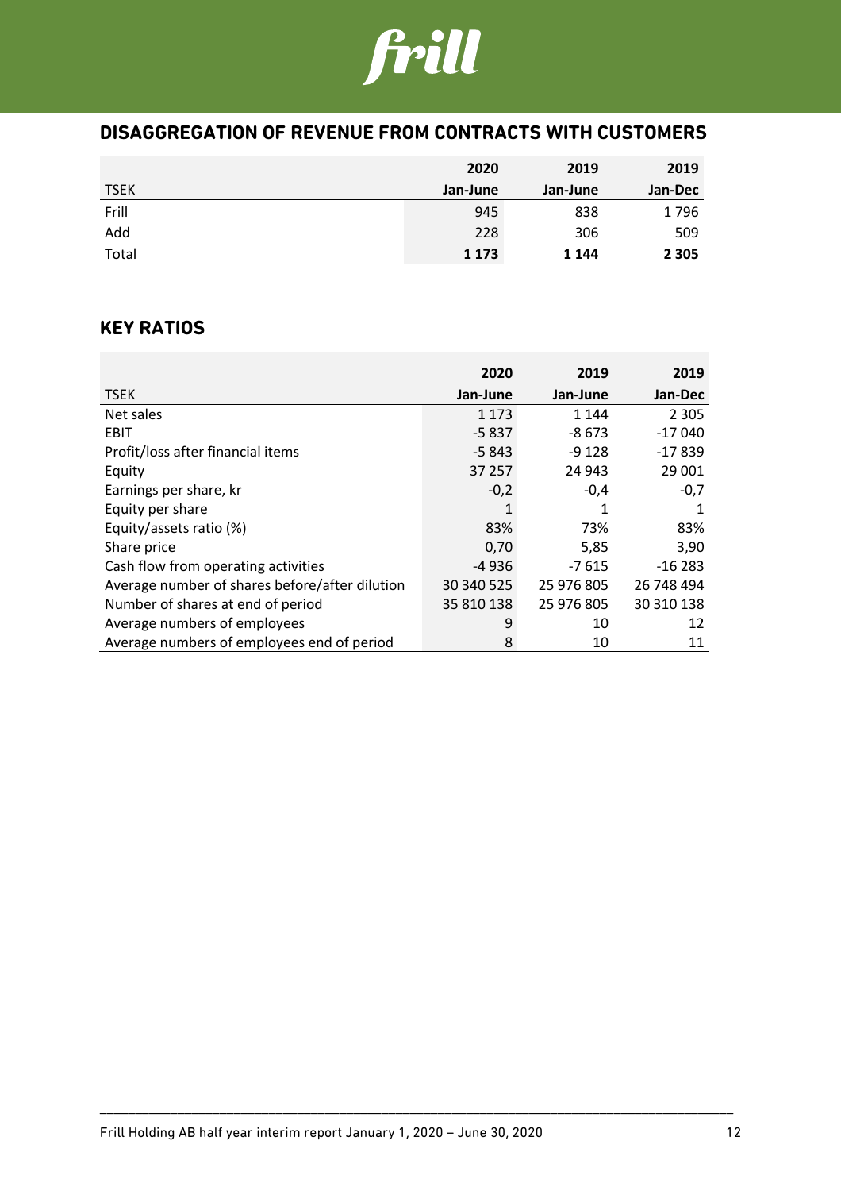## DISAGGREGATION OF REVENUE FROM CONTRACTS WITH CUSTOMERS

| TSEK | 2020<br>Jan-June | 2019<br>Jan-June | 2019<br>Jan-Dec |
|---|---|---|---|
| Frill | 945 | 838 | 1 796 |
| Add | 228 | 306 | 509 |
| Total | **1 173** | **1 144** | **2 305** |

## KEY RATIOS

| TSEK | 2020<br>Jan-June | 2019<br>Jan-June | 2019<br>Jan-Dec |
|---|---|---|---|
| Net sales | 1 173 | 1 144 | 2 305 |
| EBIT | -5 837 | -8 673 | -17 040 |
| Profit/loss after financial items | -5 843 | -9 128 | -17 839 |
| Equity | 37 257 | 24 943 | 29 001 |
| Earnings per share, kr | -0,2 | -0,4 | -0,7 |
| Equity per share | 1 | 1 | 1 |
| Equity/assets ratio (%) | 83% | 73% | 83% |
| Share price | 0,70 | 5,85 | 3,90 |
| Cash flow from operating activities | -4 936 | -7 615 | -16 283 |
| Average number of shares before/after dilution | 30 340 525 | 25 976 805 | 26 748 494 |
| Number of shares at end of period | 35 810 138 | 25 976 805 | 30 310 138 |
| Average numbers of employees | 9 | 10 | 12 |
| Average numbers of employees end of period | 8 | 10 | 11 |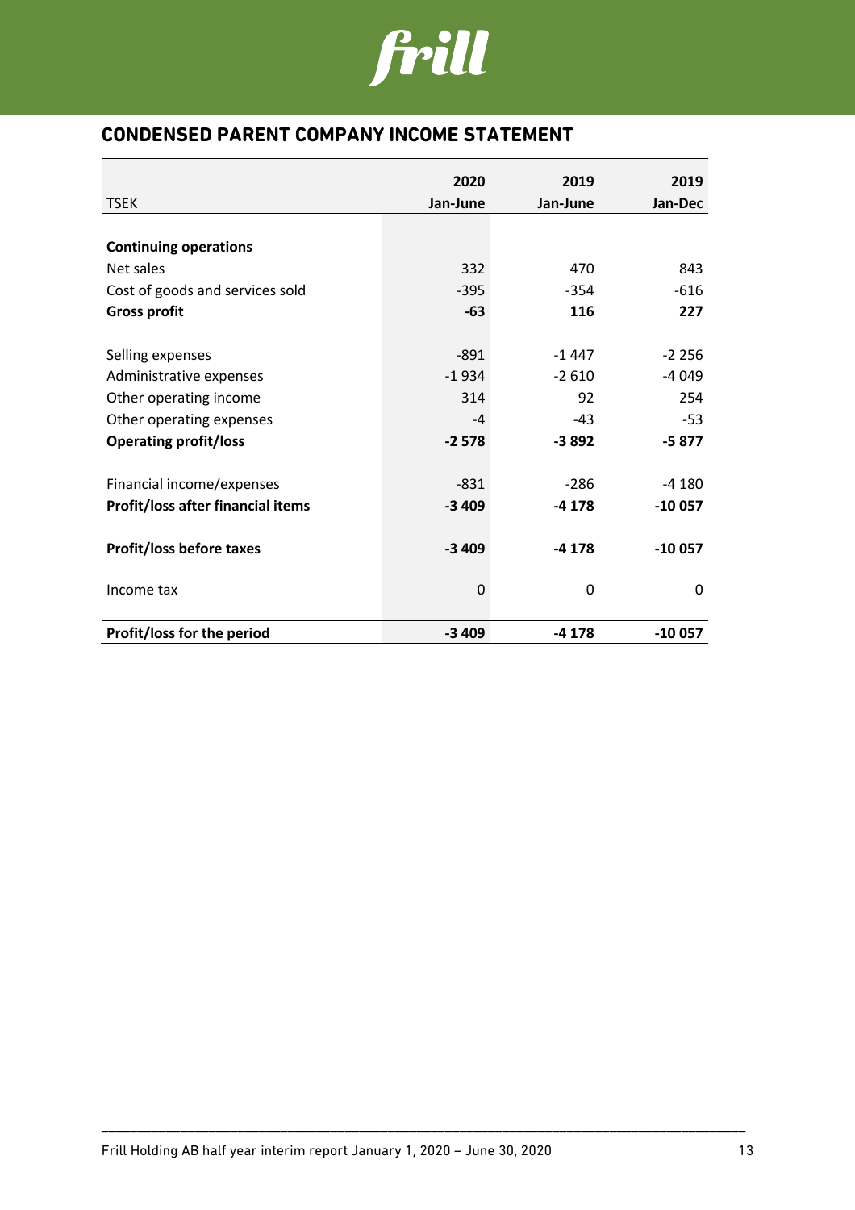## CONDENSED PARENT COMPANY INCOME STATEMENT

| TSEK | 2020 Jan-June | 2019 Jan-June | 2019 Jan-Dec |
|---|---|---|---|
| **Continuing operations** | | | |
| Net sales | 332 | 470 | 843 |
| Cost of goods and services sold | -395 | -354 | -616 |
| **Gross profit** | **-63** | **116** | **227** |
| | | | |
| Selling expenses | -891 | -1 447 | -2 256 |
| Administrative expenses | -1 934 | -2 610 | -4 049 |
| Other operating income | 314 | 92 | 254 |
| Other operating expenses | -4 | -43 | -53 |
| **Operating profit/loss** | **-2 578** | **-3 892** | **-5 877** |
| | | | |
| Financial income/expenses | -831 | -286 | -4 180 |
| **Profit/loss after financial items** | **-3 409** | **-4 178** | **-10 057** |
| | | | |
| **Profit/loss before taxes** | **-3 409** | **-4 178** | **-10 057** |
| | | | |
| Income tax | 0 | 0 | 0 |
| | | | |
| **Profit/loss for the period** | **-3 409** | **-4 178** | **-10 057** |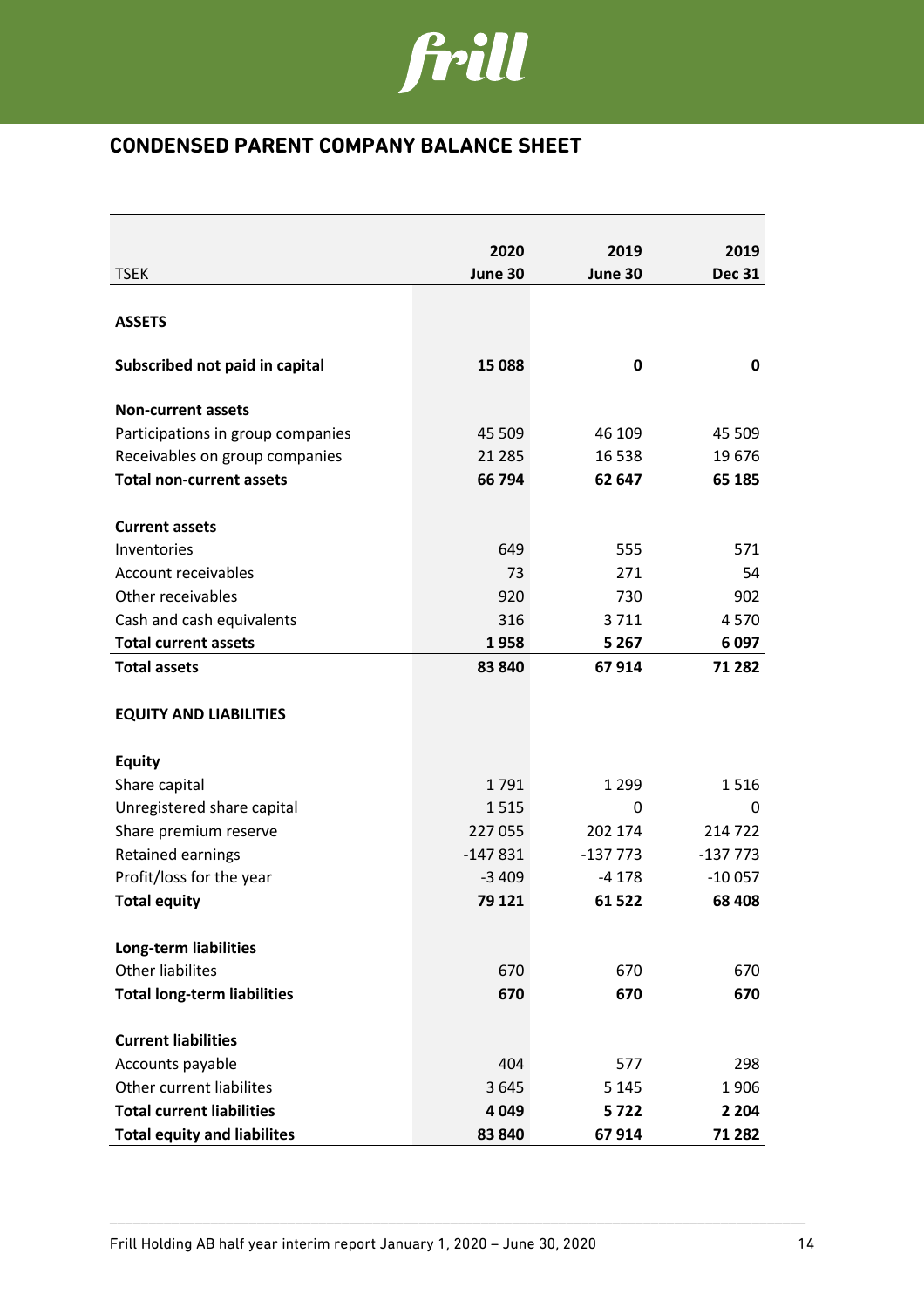## CONDENSED PARENT COMPANY BALANCE SHEET

| TSEK | 2020 June 30 | 2019 June 30 | 2019 Dec 31 |
|---|---|---|---|
| **ASSETS** | | | |
| **Subscribed not paid in capital** | **15 088** | **0** | **0** |
| **Non-current assets** | | | |
| Participations in group companies | 45 509 | 46 109 | 45 509 |
| Receivables on group companies | 21 285 | 16 538 | 19 676 |
| **Total non-current assets** | **66 794** | **62 647** | **65 185** |
| **Current assets** | | | |
| Inventories | 649 | 555 | 571 |
| Account receivables | 73 | 271 | 54 |
| Other receivables | 920 | 730 | 902 |
| Cash and cash equivalents | 316 | 3 711 | 4 570 |
| **Total current assets** | **1 958** | **5 267** | **6 097** |
| **Total assets** | **83 840** | **67 914** | **71 282** |
| **EQUITY AND LIABILITIES** | | | |
| **Equity** | | | |
| Share capital | 1 791 | 1 299 | 1 516 |
| Unregistered share capital | 1 515 | 0 | 0 |
| Share premium reserve | 227 055 | 202 174 | 214 722 |
| Retained earnings | -147 831 | -137 773 | -137 773 |
| Profit/loss for the year | -3 409 | -4 178 | -10 057 |
| **Total equity** | **79 121** | **61 522** | **68 408** |
| **Long-term liabilities** | | | |
| Other liabilites | 670 | 670 | 670 |
| **Total long-term liabilities** | **670** | **670** | **670** |
| **Current liabilities** | | | |
| Accounts payable | 404 | 577 | 298 |
| Other current liabilites | 3 645 | 5 145 | 1 906 |
| **Total current liabilities** | **4 049** | **5 722** | **2 204** |
| **Total equity and liabilites** | **83 840** | **67 914** | **71 282** |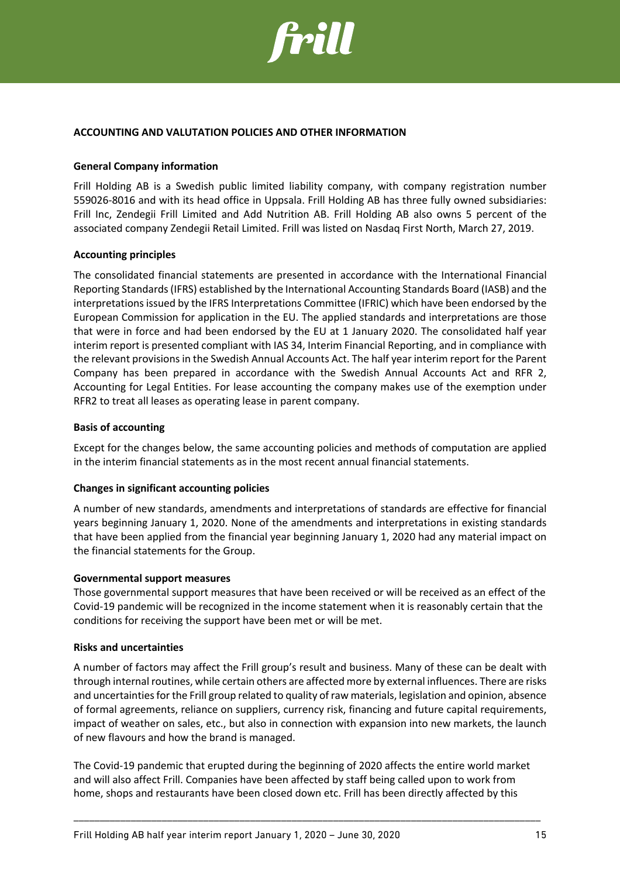## ACCOUNTING AND VALUTATION POLICIES AND OTHER INFORMATION

### General Company information

Frill Holding AB is a Swedish public limited liability company, with company registration number 559026-8016 and with its head office in Uppsala. Frill Holding AB has three fully owned subsidiaries: Frill Inc, Zendegii Frill Limited and Add Nutrition AB. Frill Holding AB also owns 5 percent of the associated company Zendegii Retail Limited. Frill was listed on Nasdaq First North, March 27, 2019.

### Accounting principles

The consolidated financial statements are presented in accordance with the International Financial Reporting Standards (IFRS) established by the International Accounting Standards Board (IASB) and the interpretations issued by the IFRS Interpretations Committee (IFRIC) which have been endorsed by the European Commission for application in the EU. The applied standards and interpretations are those that were in force and had been endorsed by the EU at 1 January 2020. The consolidated half year interim report is presented compliant with IAS 34, Interim Financial Reporting, and in compliance with the relevant provisions in the Swedish Annual Accounts Act. The half year interim report for the Parent Company has been prepared in accordance with the Swedish Annual Accounts Act and RFR 2, Accounting for Legal Entities. For lease accounting the company makes use of the exemption under RFR2 to treat all leases as operating lease in parent company.

### Basis of accounting

Except for the changes below, the same accounting policies and methods of computation are applied in the interim financial statements as in the most recent annual financial statements.

### Changes in significant accounting policies

A number of new standards, amendments and interpretations of standards are effective for financial years beginning January 1, 2020. None of the amendments and interpretations in existing standards that have been applied from the financial year beginning January 1, 2020 had any material impact on the financial statements for the Group.

### Governmental support measures

Those governmental support measures that have been received or will be received as an effect of the Covid-19 pandemic will be recognized in the income statement when it is reasonably certain that the conditions for receiving the support have been met or will be met.

### Risks and uncertainties

A number of factors may affect the Frill group's result and business. Many of these can be dealt with through internal routines, while certain others are affected more by external influences. There are risks and uncertainties for the Frill group related to quality of raw materials, legislation and opinion, absence of formal agreements, reliance on suppliers, currency risk, financing and future capital requirements, impact of weather on sales, etc., but also in connection with expansion into new markets, the launch of new flavours and how the brand is managed.

The Covid-19 pandemic that erupted during the beginning of 2020 affects the entire world market and will also affect Frill. Companies have been affected by staff being called upon to work from home, shops and restaurants have been closed down etc. Frill has been directly affected by this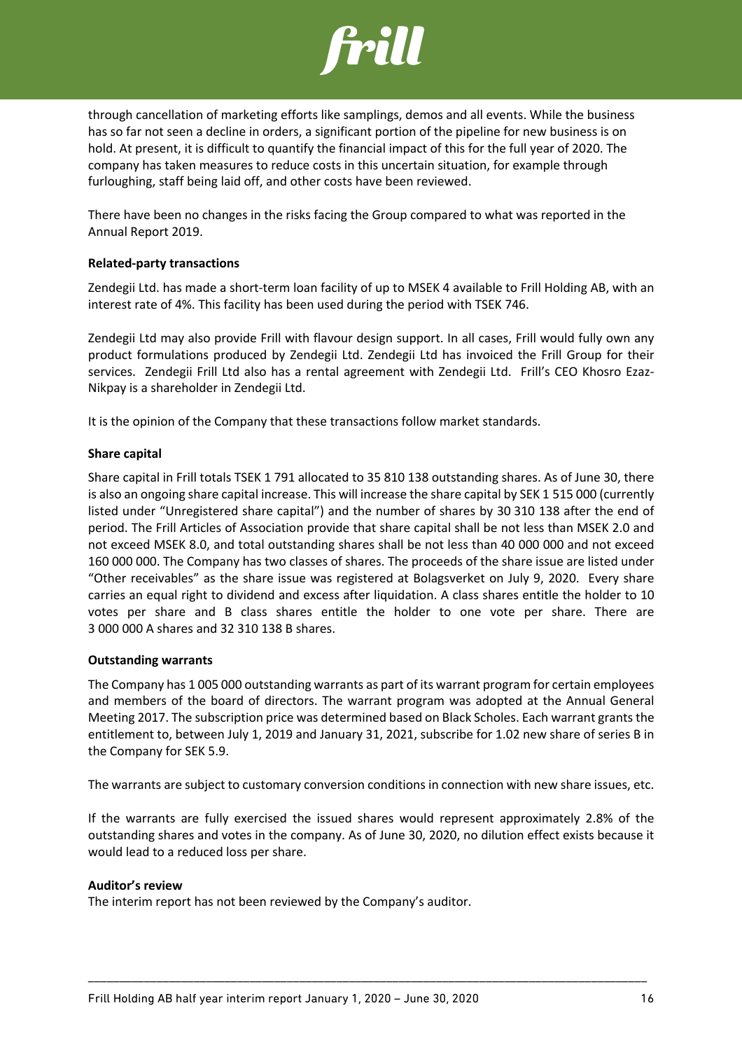through cancellation of marketing efforts like samplings, demos and all events. While the business has so far not seen a decline in orders, a significant portion of the pipeline for new business is on hold. At present, it is difficult to quantify the financial impact of this for the full year of 2020. The company has taken measures to reduce costs in this uncertain situation, for example through furloughing, staff being laid off, and other costs have been reviewed.

There have been no changes in the risks facing the Group compared to what was reported in the Annual Report 2019.

**Related-party transactions**

Zendegii Ltd. has made a short-term loan facility of up to MSEK 4 available to Frill Holding AB, with an interest rate of 4%. This facility has been used during the period with TSEK 746.

Zendegii Ltd may also provide Frill with flavour design support. In all cases, Frill would fully own any product formulations produced by Zendegii Ltd. Zendegii Ltd has invoiced the Frill Group for their services. Zendegii Frill Ltd also has a rental agreement with Zendegii Ltd. Frill's CEO Khosro Ezaz-Nikpay is a shareholder in Zendegii Ltd.

It is the opinion of the Company that these transactions follow market standards.

**Share capital**

Share capital in Frill totals TSEK 1 791 allocated to 35 810 138 outstanding shares. As of June 30, there is also an ongoing share capital increase. This will increase the share capital by SEK 1 515 000 (currently listed under "Unregistered share capital") and the number of shares by 30 310 138 after the end of period. The Frill Articles of Association provide that share capital shall be not less than MSEK 2.0 and not exceed MSEK 8.0, and total outstanding shares shall be not less than 40 000 000 and not exceed 160 000 000. The Company has two classes of shares. The proceeds of the share issue are listed under "Other receivables" as the share issue was registered at Bolagsverket on July 9, 2020. Every share carries an equal right to dividend and excess after liquidation. A class shares entitle the holder to 10 votes per share and B class shares entitle the holder to one vote per share. There are 3 000 000 A shares and 32 310 138 B shares.

**Outstanding warrants**

The Company has 1 005 000 outstanding warrants as part of its warrant program for certain employees and members of the board of directors. The warrant program was adopted at the Annual General Meeting 2017. The subscription price was determined based on Black Scholes. Each warrant grants the entitlement to, between July 1, 2019 and January 31, 2021, subscribe for 1.02 new share of series B in the Company for SEK 5.9.

The warrants are subject to customary conversion conditions in connection with new share issues, etc.

If the warrants are fully exercised the issued shares would represent approximately 2.8% of the outstanding shares and votes in the company. As of June 30, 2020, no dilution effect exists because it would lead to a reduced loss per share.

**Auditor's review**

The interim report has not been reviewed by the Company's auditor.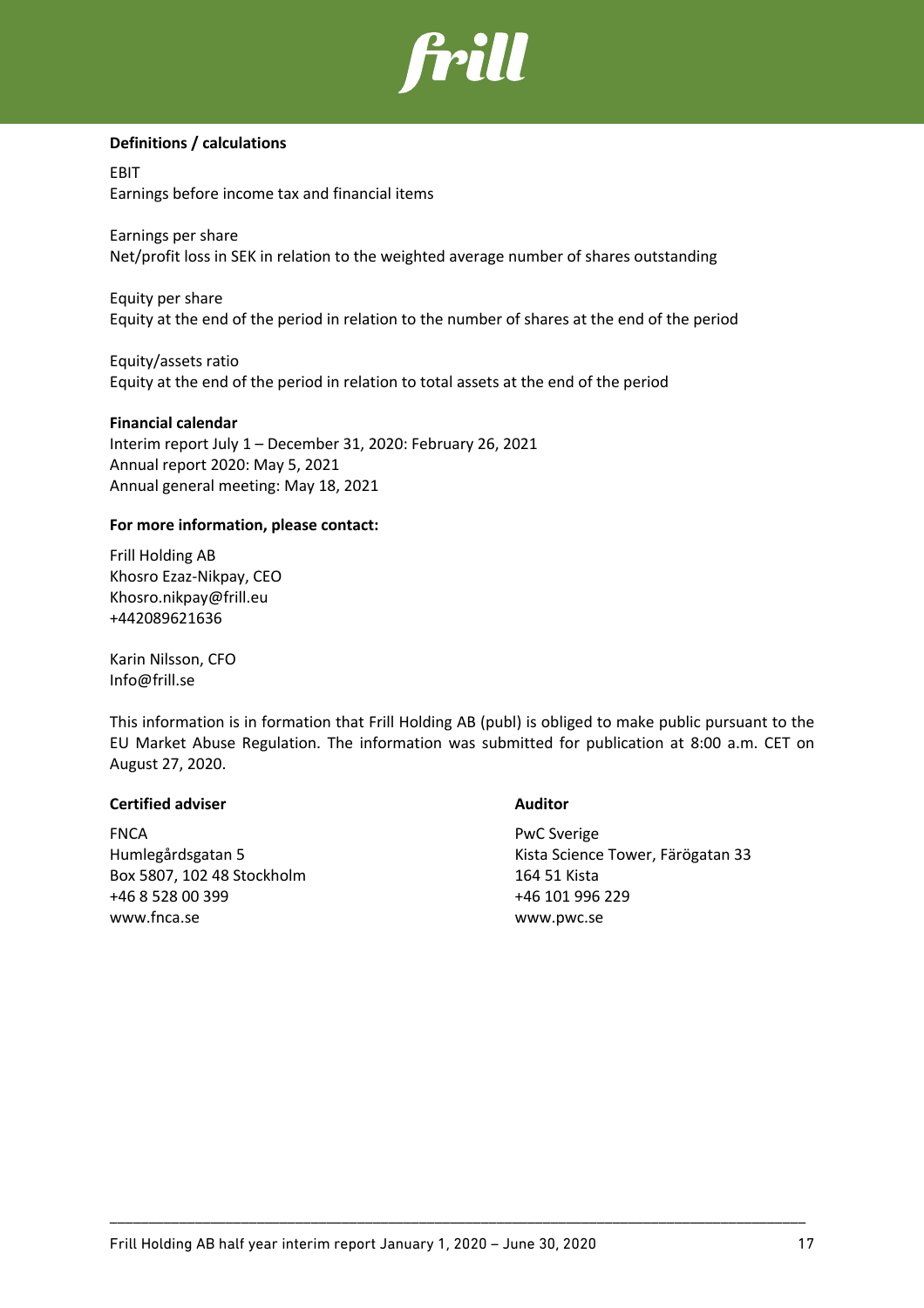**Definitions / calculations**

EBIT
Earnings before income tax and financial items

Earnings per share
Net/profit loss in SEK in relation to the weighted average number of shares outstanding

Equity per share
Equity at the end of the period in relation to the number of shares at the end of the period

Equity/assets ratio
Equity at the end of the period in relation to total assets at the end of the period

**Financial calendar**

Interim report July 1 – December 31, 2020: February 26, 2021
Annual report 2020: May 5, 2021
Annual general meeting: May 18, 2021

**For more information, please contact:**

Frill Holding AB
Khosro Ezaz-Nikpay, CEO
Khosro.nikpay@frill.eu
+442089621636

Karin Nilsson, CFO
Info@frill.se

This information is in formation that Frill Holding AB (publ) is obliged to make public pursuant to the EU Market Abuse Regulation. The information was submitted for publication at 8:00 a.m. CET on August 27, 2020.

**Certified adviser**

FNCA
Humlegårdsgatan 5
Box 5807, 102 48 Stockholm
+46 8 528 00 399
www.fnca.se

**Auditor**

PwC Sverige
Kista Science Tower, Färögatan 33
164 51 Kista
+46 101 996 229
www.pwc.se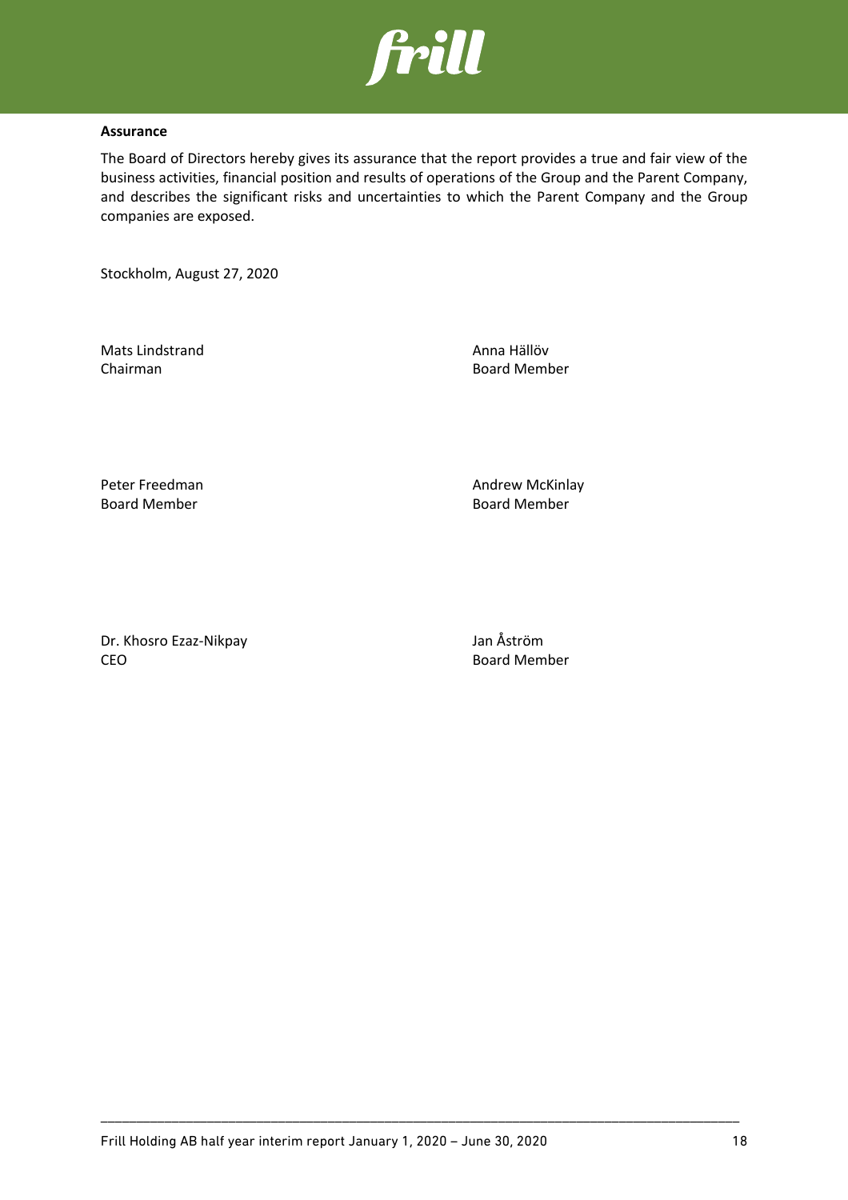**Assurance**

The Board of Directors hereby gives its assurance that the report provides a true and fair view of the business activities, financial position and results of operations of the Group and the Parent Company, and describes the significant risks and uncertainties to which the Parent Company and the Group companies are exposed.

Stockholm, August 27, 2020

Mats Lindstrand  
Chairman

Anna Hällöv  
Board Member

Peter Freedman  
Board Member

Andrew McKinlay  
Board Member

Dr. Khosro Ezaz-Nikpay  
CEO

Jan Åström  
Board Member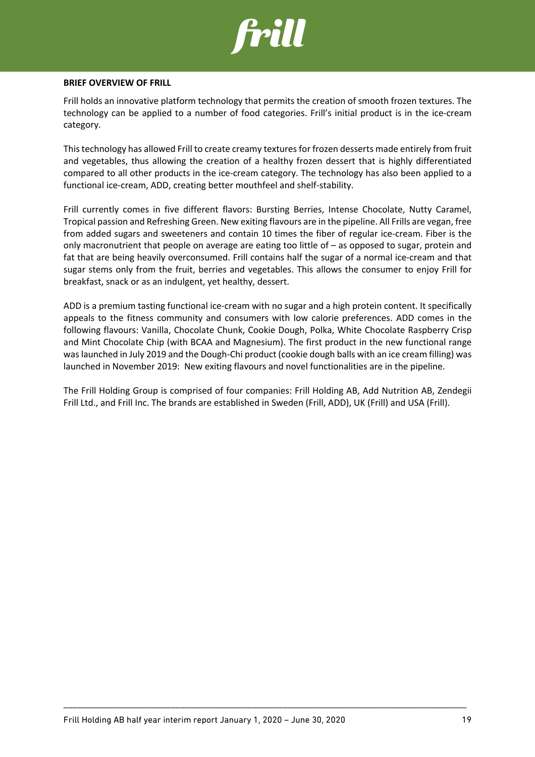## BRIEF OVERVIEW OF FRILL

Frill holds an innovative platform technology that permits the creation of smooth frozen textures. The technology can be applied to a number of food categories. Frill's initial product is in the ice-cream category.

This technology has allowed Frill to create creamy textures for frozen desserts made entirely from fruit and vegetables, thus allowing the creation of a healthy frozen dessert that is highly differentiated compared to all other products in the ice-cream category. The technology has also been applied to a functional ice-cream, ADD, creating better mouthfeel and shelf-stability.

Frill currently comes in five different flavors: Bursting Berries, Intense Chocolate, Nutty Caramel, Tropical passion and Refreshing Green. New exiting flavours are in the pipeline. All Frills are vegan, free from added sugars and sweeteners and contain 10 times the fiber of regular ice-cream. Fiber is the only macronutrient that people on average are eating too little of – as opposed to sugar, protein and fat that are being heavily overconsumed. Frill contains half the sugar of a normal ice-cream and that sugar stems only from the fruit, berries and vegetables. This allows the consumer to enjoy Frill for breakfast, snack or as an indulgent, yet healthy, dessert.

ADD is a premium tasting functional ice-cream with no sugar and a high protein content. It specifically appeals to the fitness community and consumers with low calorie preferences. ADD comes in the following flavours: Vanilla, Chocolate Chunk, Cookie Dough, Polka, White Chocolate Raspberry Crisp and Mint Chocolate Chip (with BCAA and Magnesium). The first product in the new functional range was launched in July 2019 and the Dough-Chi product (cookie dough balls with an ice cream filling) was launched in November 2019: New exiting flavours and novel functionalities are in the pipeline.

The Frill Holding Group is comprised of four companies: Frill Holding AB, Add Nutrition AB, Zendegii Frill Ltd., and Frill Inc. The brands are established in Sweden (Frill, ADD), UK (Frill) and USA (Frill).